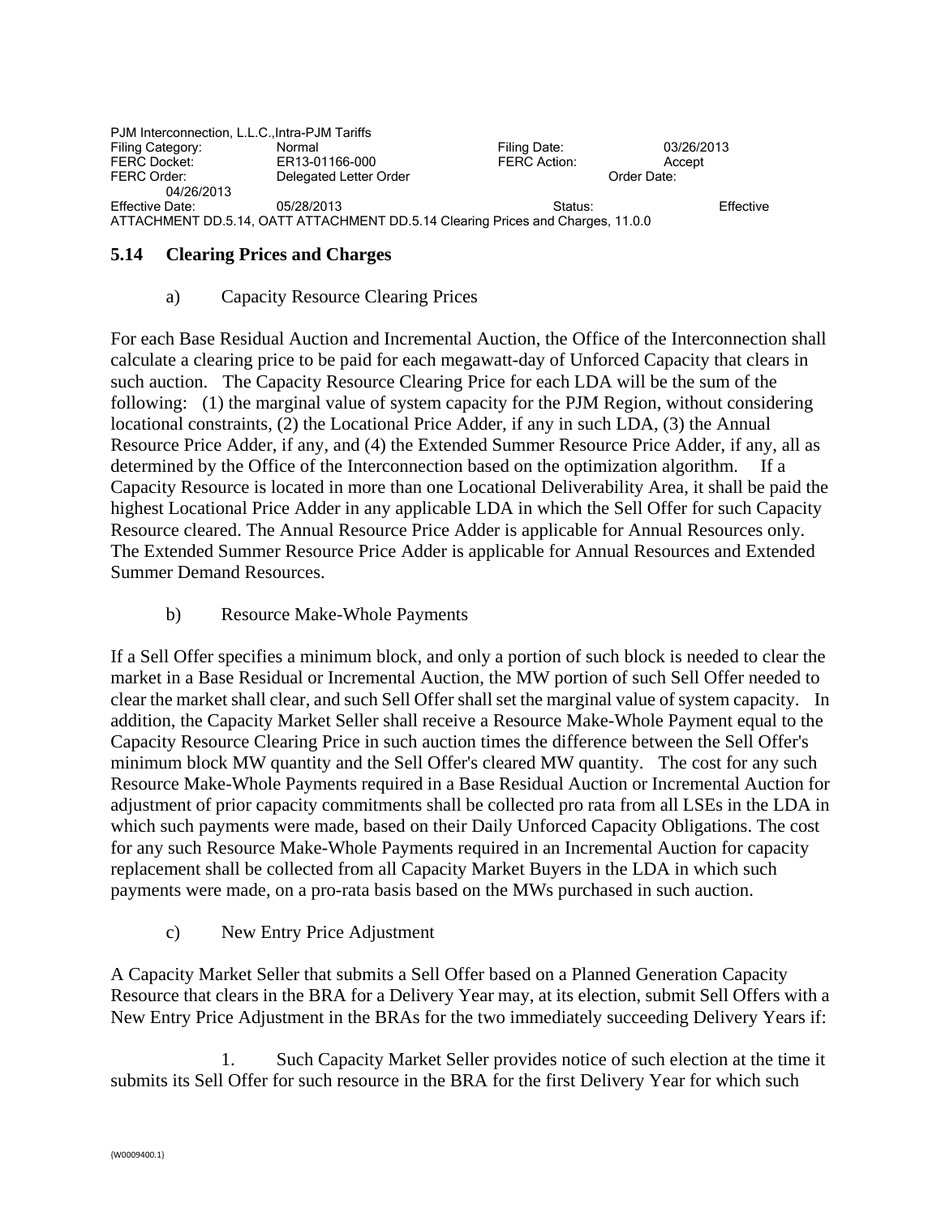PJM Interconnection, L.L.C.,Intra-PJM Tariffs
Filing Category: Normal Filing Date: 03/26/2013
FERC Docket: ER13-01166-000 FERC Action: Accept
FERC Order: Delegated Letter Order Order Date: 04/26/2013
Effective Date: 05/28/2013 Status: Effective
ATTACHMENT DD.5.14, OATT ATTACHMENT DD.5.14 Clearing Prices and Charges, 11.0.0

## 5.14 Clearing Prices and Charges

a) Capacity Resource Clearing Prices

For each Base Residual Auction and Incremental Auction, the Office of the Interconnection shall calculate a clearing price to be paid for each megawatt-day of Unforced Capacity that clears in such auction. The Capacity Resource Clearing Price for each LDA will be the sum of the following: (1) the marginal value of system capacity for the PJM Region, without considering locational constraints, (2) the Locational Price Adder, if any in such LDA, (3) the Annual Resource Price Adder, if any, and (4) the Extended Summer Resource Price Adder, if any, all as determined by the Office of the Interconnection based on the optimization algorithm. If a Capacity Resource is located in more than one Locational Deliverability Area, it shall be paid the highest Locational Price Adder in any applicable LDA in which the Sell Offer for such Capacity Resource cleared. The Annual Resource Price Adder is applicable for Annual Resources only. The Extended Summer Resource Price Adder is applicable for Annual Resources and Extended Summer Demand Resources.

b) Resource Make-Whole Payments

If a Sell Offer specifies a minimum block, and only a portion of such block is needed to clear the market in a Base Residual or Incremental Auction, the MW portion of such Sell Offer needed to clear the market shall clear, and such Sell Offer shall set the marginal value of system capacity. In addition, the Capacity Market Seller shall receive a Resource Make-Whole Payment equal to the Capacity Resource Clearing Price in such auction times the difference between the Sell Offer's minimum block MW quantity and the Sell Offer's cleared MW quantity. The cost for any such Resource Make-Whole Payments required in a Base Residual Auction or Incremental Auction for adjustment of prior capacity commitments shall be collected pro rata from all LSEs in the LDA in which such payments were made, based on their Daily Unforced Capacity Obligations. The cost for any such Resource Make-Whole Payments required in an Incremental Auction for capacity replacement shall be collected from all Capacity Market Buyers in the LDA in which such payments were made, on a pro-rata basis based on the MWs purchased in such auction.

c) New Entry Price Adjustment

A Capacity Market Seller that submits a Sell Offer based on a Planned Generation Capacity Resource that clears in the BRA for a Delivery Year may, at its election, submit Sell Offers with a New Entry Price Adjustment in the BRAs for the two immediately succeeding Delivery Years if:

1. Such Capacity Market Seller provides notice of such election at the time it submits its Sell Offer for such resource in the BRA for the first Delivery Year for which such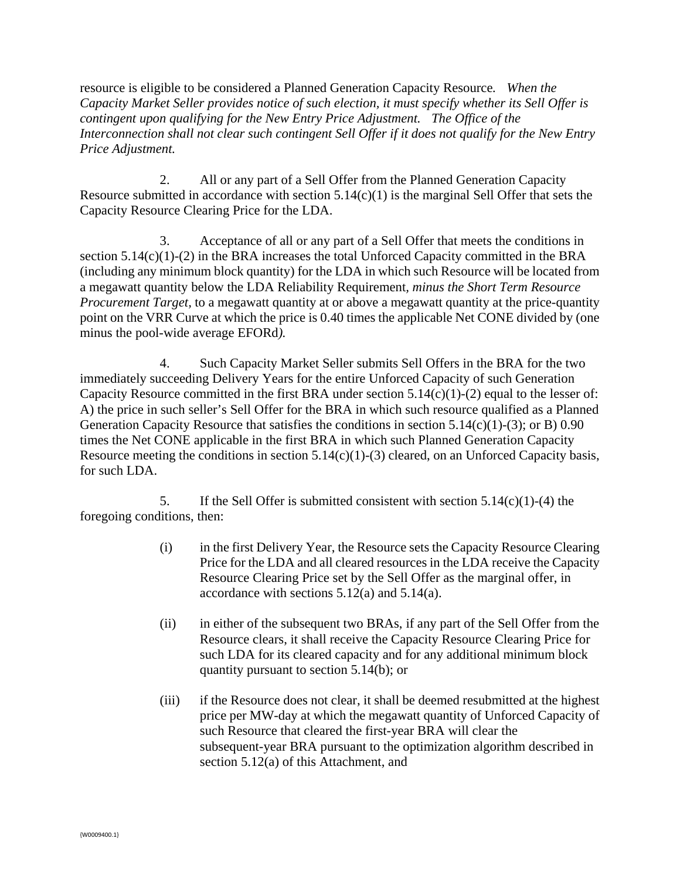resource is eligible to be considered a Planned Generation Capacity Resource. *When the Capacity Market Seller provides notice of such election, it must specify whether its Sell Offer is contingent upon qualifying for the New Entry Price Adjustment. The Office of the Interconnection shall not clear such contingent Sell Offer if it does not qualify for the New Entry Price Adjustment.*

2. All or any part of a Sell Offer from the Planned Generation Capacity Resource submitted in accordance with section 5.14(c)(1) is the marginal Sell Offer that sets the Capacity Resource Clearing Price for the LDA.

3. Acceptance of all or any part of a Sell Offer that meets the conditions in section 5.14(c)(1)-(2) in the BRA increases the total Unforced Capacity committed in the BRA (including any minimum block quantity) for the LDA in which such Resource will be located from a megawatt quantity below the LDA Reliability Requirement, *minus the Short Term Resource Procurement Target,* to a megawatt quantity at or above a megawatt quantity at the price-quantity point on the VRR Curve at which the price is 0.40 times the applicable Net CONE divided by (one minus the pool-wide average EFORd*).*

4. Such Capacity Market Seller submits Sell Offers in the BRA for the two immediately succeeding Delivery Years for the entire Unforced Capacity of such Generation Capacity Resource committed in the first BRA under section 5.14(c)(1)-(2) equal to the lesser of: A) the price in such seller's Sell Offer for the BRA in which such resource qualified as a Planned Generation Capacity Resource that satisfies the conditions in section 5.14(c)(1)-(3); or B) 0.90 times the Net CONE applicable in the first BRA in which such Planned Generation Capacity Resource meeting the conditions in section 5.14(c)(1)-(3) cleared, on an Unforced Capacity basis, for such LDA.

5. If the Sell Offer is submitted consistent with section 5.14(c)(1)-(4) the foregoing conditions, then:

(i) in the first Delivery Year, the Resource sets the Capacity Resource Clearing Price for the LDA and all cleared resources in the LDA receive the Capacity Resource Clearing Price set by the Sell Offer as the marginal offer, in accordance with sections 5.12(a) and 5.14(a).

(ii) in either of the subsequent two BRAs, if any part of the Sell Offer from the Resource clears, it shall receive the Capacity Resource Clearing Price for such LDA for its cleared capacity and for any additional minimum block quantity pursuant to section 5.14(b); or

(iii) if the Resource does not clear, it shall be deemed resubmitted at the highest price per MW-day at which the megawatt quantity of Unforced Capacity of such Resource that cleared the first-year BRA will clear the subsequent-year BRA pursuant to the optimization algorithm described in section 5.12(a) of this Attachment, and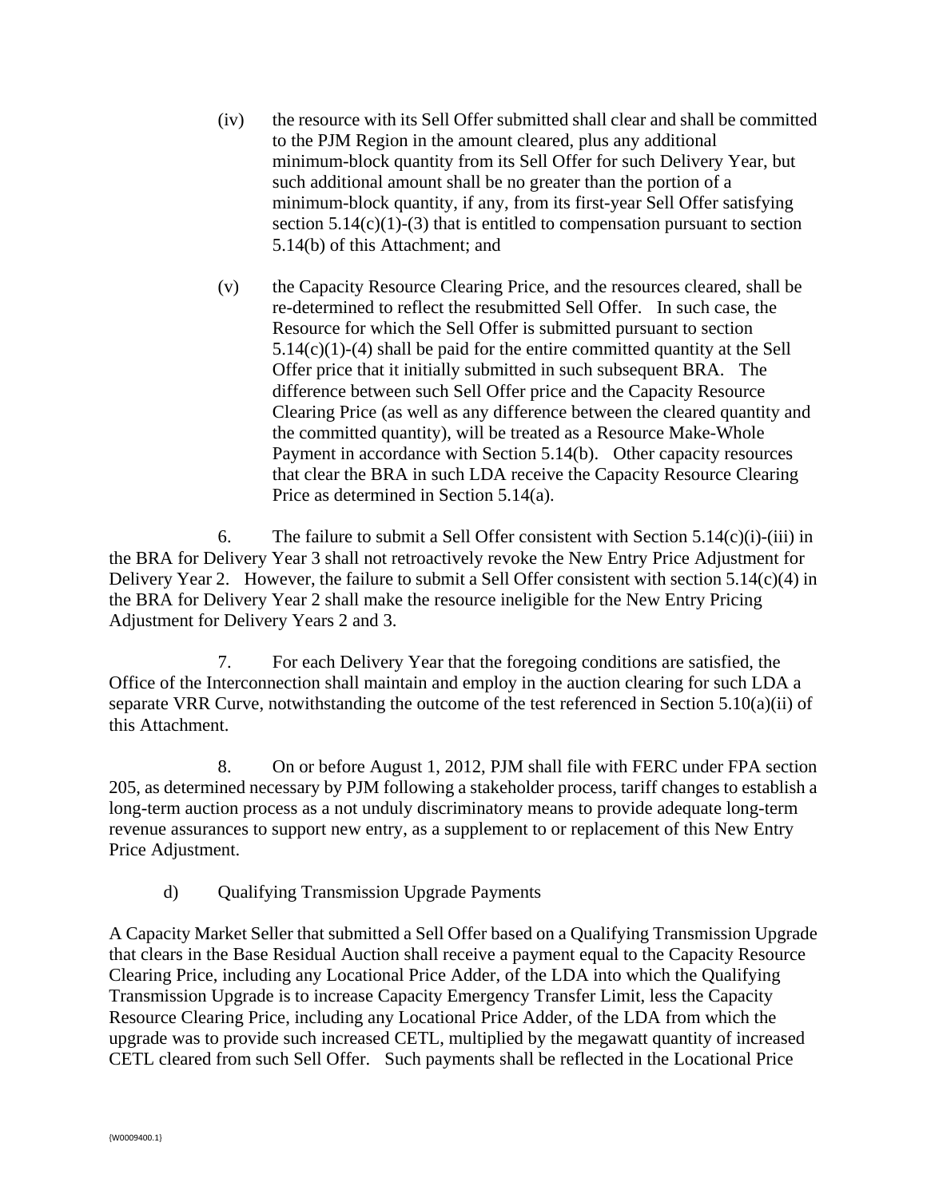(iv) the resource with its Sell Offer submitted shall clear and shall be committed to the PJM Region in the amount cleared, plus any additional minimum-block quantity from its Sell Offer for such Delivery Year, but such additional amount shall be no greater than the portion of a minimum-block quantity, if any, from its first-year Sell Offer satisfying section 5.14(c)(1)-(3) that is entitled to compensation pursuant to section 5.14(b) of this Attachment; and

(v) the Capacity Resource Clearing Price, and the resources cleared, shall be re-determined to reflect the resubmitted Sell Offer. In such case, the Resource for which the Sell Offer is submitted pursuant to section 5.14(c)(1)-(4) shall be paid for the entire committed quantity at the Sell Offer price that it initially submitted in such subsequent BRA. The difference between such Sell Offer price and the Capacity Resource Clearing Price (as well as any difference between the cleared quantity and the committed quantity), will be treated as a Resource Make-Whole Payment in accordance with Section 5.14(b). Other capacity resources that clear the BRA in such LDA receive the Capacity Resource Clearing Price as determined in Section 5.14(a).

6. The failure to submit a Sell Offer consistent with Section 5.14(c)(i)-(iii) in the BRA for Delivery Year 3 shall not retroactively revoke the New Entry Price Adjustment for Delivery Year 2. However, the failure to submit a Sell Offer consistent with section 5.14(c)(4) in the BRA for Delivery Year 2 shall make the resource ineligible for the New Entry Pricing Adjustment for Delivery Years 2 and 3.

7. For each Delivery Year that the foregoing conditions are satisfied, the Office of the Interconnection shall maintain and employ in the auction clearing for such LDA a separate VRR Curve, notwithstanding the outcome of the test referenced in Section 5.10(a)(ii) of this Attachment.

8. On or before August 1, 2012, PJM shall file with FERC under FPA section 205, as determined necessary by PJM following a stakeholder process, tariff changes to establish a long-term auction process as a not unduly discriminatory means to provide adequate long-term revenue assurances to support new entry, as a supplement to or replacement of this New Entry Price Adjustment.

d) Qualifying Transmission Upgrade Payments

A Capacity Market Seller that submitted a Sell Offer based on a Qualifying Transmission Upgrade that clears in the Base Residual Auction shall receive a payment equal to the Capacity Resource Clearing Price, including any Locational Price Adder, of the LDA into which the Qualifying Transmission Upgrade is to increase Capacity Emergency Transfer Limit, less the Capacity Resource Clearing Price, including any Locational Price Adder, of the LDA from which the upgrade was to provide such increased CETL, multiplied by the megawatt quantity of increased CETL cleared from such Sell Offer. Such payments shall be reflected in the Locational Price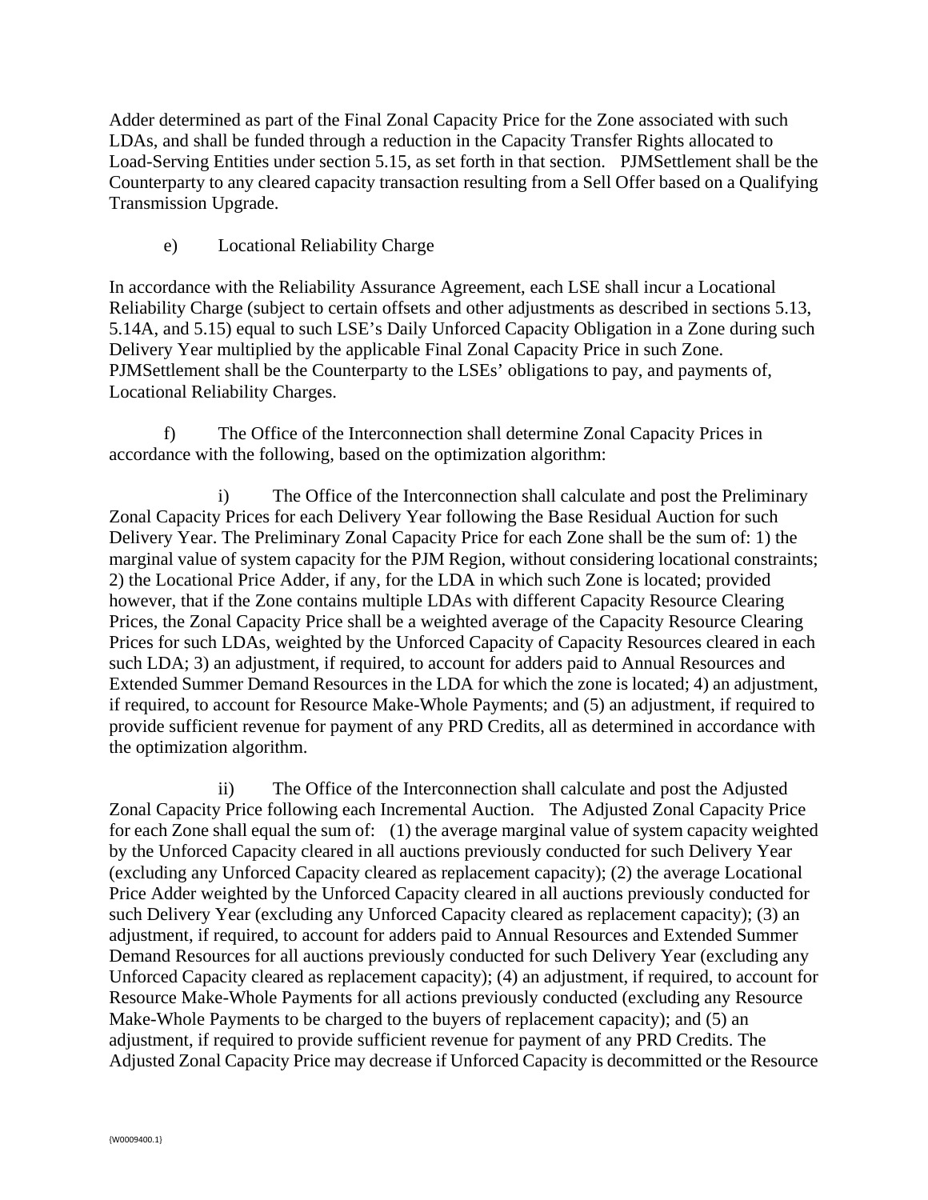Adder determined as part of the Final Zonal Capacity Price for the Zone associated with such LDAs, and shall be funded through a reduction in the Capacity Transfer Rights allocated to Load-Serving Entities under section 5.15, as set forth in that section. PJMSettlement shall be the Counterparty to any cleared capacity transaction resulting from a Sell Offer based on a Qualifying Transmission Upgrade.

e) Locational Reliability Charge

In accordance with the Reliability Assurance Agreement, each LSE shall incur a Locational Reliability Charge (subject to certain offsets and other adjustments as described in sections 5.13, 5.14A, and 5.15) equal to such LSE's Daily Unforced Capacity Obligation in a Zone during such Delivery Year multiplied by the applicable Final Zonal Capacity Price in such Zone. PJMSettlement shall be the Counterparty to the LSEs' obligations to pay, and payments of, Locational Reliability Charges.

f) The Office of the Interconnection shall determine Zonal Capacity Prices in accordance with the following, based on the optimization algorithm:

i) The Office of the Interconnection shall calculate and post the Preliminary Zonal Capacity Prices for each Delivery Year following the Base Residual Auction for such Delivery Year. The Preliminary Zonal Capacity Price for each Zone shall be the sum of: 1) the marginal value of system capacity for the PJM Region, without considering locational constraints; 2) the Locational Price Adder, if any, for the LDA in which such Zone is located; provided however, that if the Zone contains multiple LDAs with different Capacity Resource Clearing Prices, the Zonal Capacity Price shall be a weighted average of the Capacity Resource Clearing Prices for such LDAs, weighted by the Unforced Capacity of Capacity Resources cleared in each such LDA; 3) an adjustment, if required, to account for adders paid to Annual Resources and Extended Summer Demand Resources in the LDA for which the zone is located; 4) an adjustment, if required, to account for Resource Make-Whole Payments; and (5) an adjustment, if required to provide sufficient revenue for payment of any PRD Credits, all as determined in accordance with the optimization algorithm.

ii) The Office of the Interconnection shall calculate and post the Adjusted Zonal Capacity Price following each Incremental Auction. The Adjusted Zonal Capacity Price for each Zone shall equal the sum of: (1) the average marginal value of system capacity weighted by the Unforced Capacity cleared in all auctions previously conducted for such Delivery Year (excluding any Unforced Capacity cleared as replacement capacity); (2) the average Locational Price Adder weighted by the Unforced Capacity cleared in all auctions previously conducted for such Delivery Year (excluding any Unforced Capacity cleared as replacement capacity); (3) an adjustment, if required, to account for adders paid to Annual Resources and Extended Summer Demand Resources for all auctions previously conducted for such Delivery Year (excluding any Unforced Capacity cleared as replacement capacity); (4) an adjustment, if required, to account for Resource Make-Whole Payments for all actions previously conducted (excluding any Resource Make-Whole Payments to be charged to the buyers of replacement capacity); and (5) an adjustment, if required to provide sufficient revenue for payment of any PRD Credits. The Adjusted Zonal Capacity Price may decrease if Unforced Capacity is decommitted or the Resource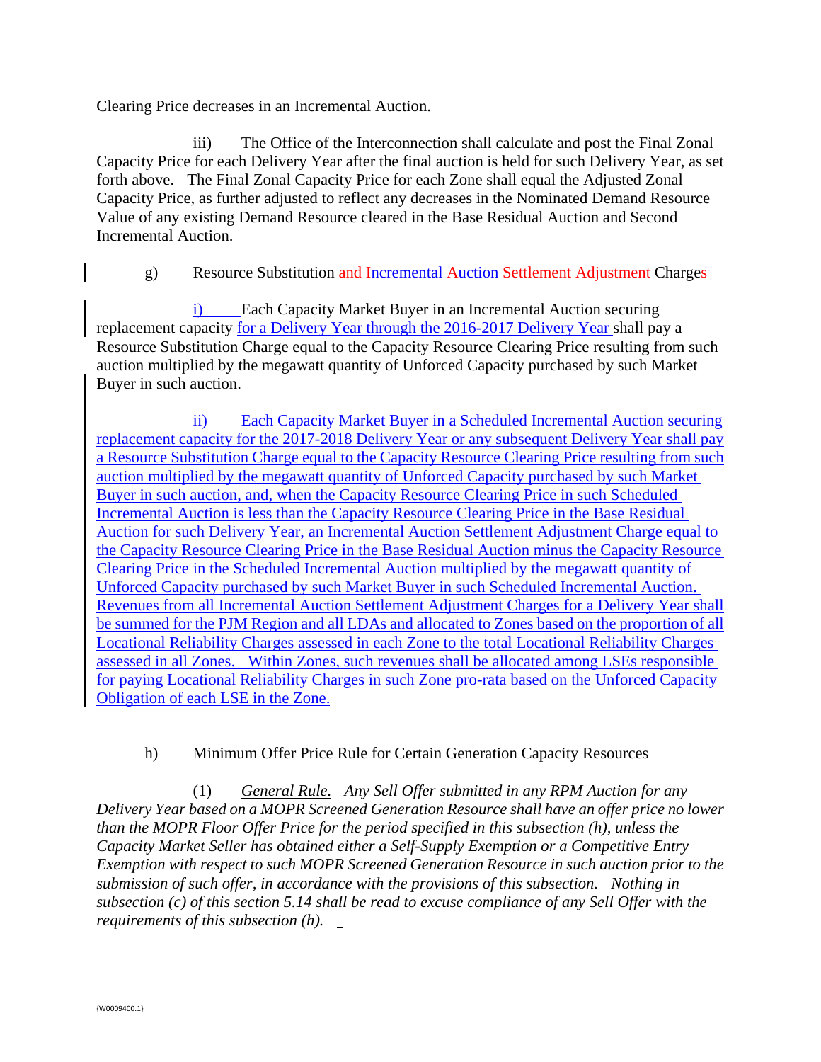Clearing Price decreases in an Incremental Auction.

iii) The Office of the Interconnection shall calculate and post the Final Zonal Capacity Price for each Delivery Year after the final auction is held for such Delivery Year, as set forth above. The Final Zonal Capacity Price for each Zone shall equal the Adjusted Zonal Capacity Price, as further adjusted to reflect any decreases in the Nominated Demand Resource Value of any existing Demand Resource cleared in the Base Residual Auction and Second Incremental Auction.

g) Resource Substitution and Incremental Auction Settlement Adjustment Charges

i) Each Capacity Market Buyer in an Incremental Auction securing replacement capacity for a Delivery Year through the 2016-2017 Delivery Year shall pay a Resource Substitution Charge equal to the Capacity Resource Clearing Price resulting from such auction multiplied by the megawatt quantity of Unforced Capacity purchased by such Market Buyer in such auction.

ii) Each Capacity Market Buyer in a Scheduled Incremental Auction securing replacement capacity for the 2017-2018 Delivery Year or any subsequent Delivery Year shall pay a Resource Substitution Charge equal to the Capacity Resource Clearing Price resulting from such auction multiplied by the megawatt quantity of Unforced Capacity purchased by such Market Buyer in such auction, and, when the Capacity Resource Clearing Price in such Scheduled Incremental Auction is less than the Capacity Resource Clearing Price in the Base Residual Auction for such Delivery Year, an Incremental Auction Settlement Adjustment Charge equal to the Capacity Resource Clearing Price in the Base Residual Auction minus the Capacity Resource Clearing Price in the Scheduled Incremental Auction multiplied by the megawatt quantity of Unforced Capacity purchased by such Market Buyer in such Scheduled Incremental Auction. Revenues from all Incremental Auction Settlement Adjustment Charges for a Delivery Year shall be summed for the PJM Region and all LDAs and allocated to Zones based on the proportion of all Locational Reliability Charges assessed in each Zone to the total Locational Reliability Charges assessed in all Zones. Within Zones, such revenues shall be allocated among LSEs responsible for paying Locational Reliability Charges in such Zone pro-rata based on the Unforced Capacity Obligation of each LSE in the Zone.

h) Minimum Offer Price Rule for Certain Generation Capacity Resources

(1) *General Rule. Any Sell Offer submitted in any RPM Auction for any Delivery Year based on a MOPR Screened Generation Resource shall have an offer price no lower than the MOPR Floor Offer Price for the period specified in this subsection (h), unless the Capacity Market Seller has obtained either a Self-Supply Exemption or a Competitive Entry Exemption with respect to such MOPR Screened Generation Resource in such auction prior to the submission of such offer, in accordance with the provisions of this subsection. Nothing in subsection (c) of this section 5.14 shall be read to excuse compliance of any Sell Offer with the requirements of this subsection (h).*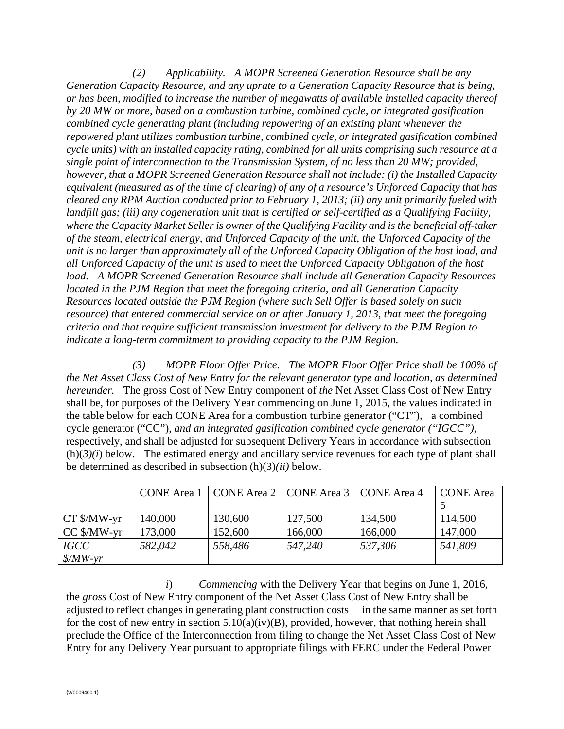*(2) <u>Applicability.</u> A MOPR Screened Generation Resource shall be any Generation Capacity Resource, and any uprate to a Generation Capacity Resource that is being, or has been, modified to increase the number of megawatts of available installed capacity thereof by 20 MW or more, based on a combustion turbine, combined cycle, or integrated gasification combined cycle generating plant (including repowering of an existing plant whenever the repowered plant utilizes combustion turbine, combined cycle, or integrated gasification combined cycle units) with an installed capacity rating, combined for all units comprising such resource at a single point of interconnection to the Transmission System, of no less than 20 MW; provided, however, that a MOPR Screened Generation Resource shall not include: (i) the Installed Capacity equivalent (measured as of the time of clearing) of any of a resource's Unforced Capacity that has cleared any RPM Auction conducted prior to February 1, 2013; (ii) any unit primarily fueled with landfill gas; (iii) any cogeneration unit that is certified or self-certified as a Qualifying Facility, where the Capacity Market Seller is owner of the Qualifying Facility and is the beneficial off-taker of the steam, electrical energy, and Unforced Capacity of the unit, the Unforced Capacity of the unit is no larger than approximately all of the Unforced Capacity Obligation of the host load, and all Unforced Capacity of the unit is used to meet the Unforced Capacity Obligation of the host load. A MOPR Screened Generation Resource shall include all Generation Capacity Resources located in the PJM Region that meet the foregoing criteria, and all Generation Capacity Resources located outside the PJM Region (where such Sell Offer is based solely on such resource) that entered commercial service on or after January 1, 2013, that meet the foregoing criteria and that require sufficient transmission investment for delivery to the PJM Region to indicate a long-term commitment to providing capacity to the PJM Region.*

*(3) <u>MOPR Floor Offer Price.</u> The MOPR Floor Offer Price shall be 100% of the Net Asset Class Cost of New Entry for the relevant generator type and location, as determined hereunder.* The gross Cost of New Entry component of *the* Net Asset Class Cost of New Entry shall be, for purposes of the Delivery Year commencing on June 1, 2015, the values indicated in the table below for each CONE Area for a combustion turbine generator ("CT"), a combined cycle generator ("CC"), *and an integrated gasification combined cycle generator ("IGCC"),* respectively, and shall be adjusted for subsequent Delivery Years in accordance with subsection (h)(*3)(i*) below. The estimated energy and ancillary service revenues for each type of plant shall be determined as described in subsection (h)(3)*(ii)* below.

| | CONE Area 1 | CONE Area 2 | CONE Area 3 | CONE Area 4 | CONE Area 5 |
|---|---|---|---|---|---|
| CT $/MW-yr | 140,000 | 130,600 | 127,500 | 134,500 | 114,500 |
| CC $/MW-yr | 173,000 | 152,600 | 166,000 | 166,000 | 147,000 |
| *IGCC $/MW-yr* | *582,042* | *558,486* | *547,240* | *537,306* | *541,809* |

*i*) *Commencing* with the Delivery Year that begins on June 1, 2016, the *gross* Cost of New Entry component of the Net Asset Class Cost of New Entry shall be adjusted to reflect changes in generating plant construction costs in the same manner as set forth for the cost of new entry in section 5.10(a)(iv)(B), provided, however, that nothing herein shall preclude the Office of the Interconnection from filing to change the Net Asset Class Cost of New Entry for any Delivery Year pursuant to appropriate filings with FERC under the Federal Power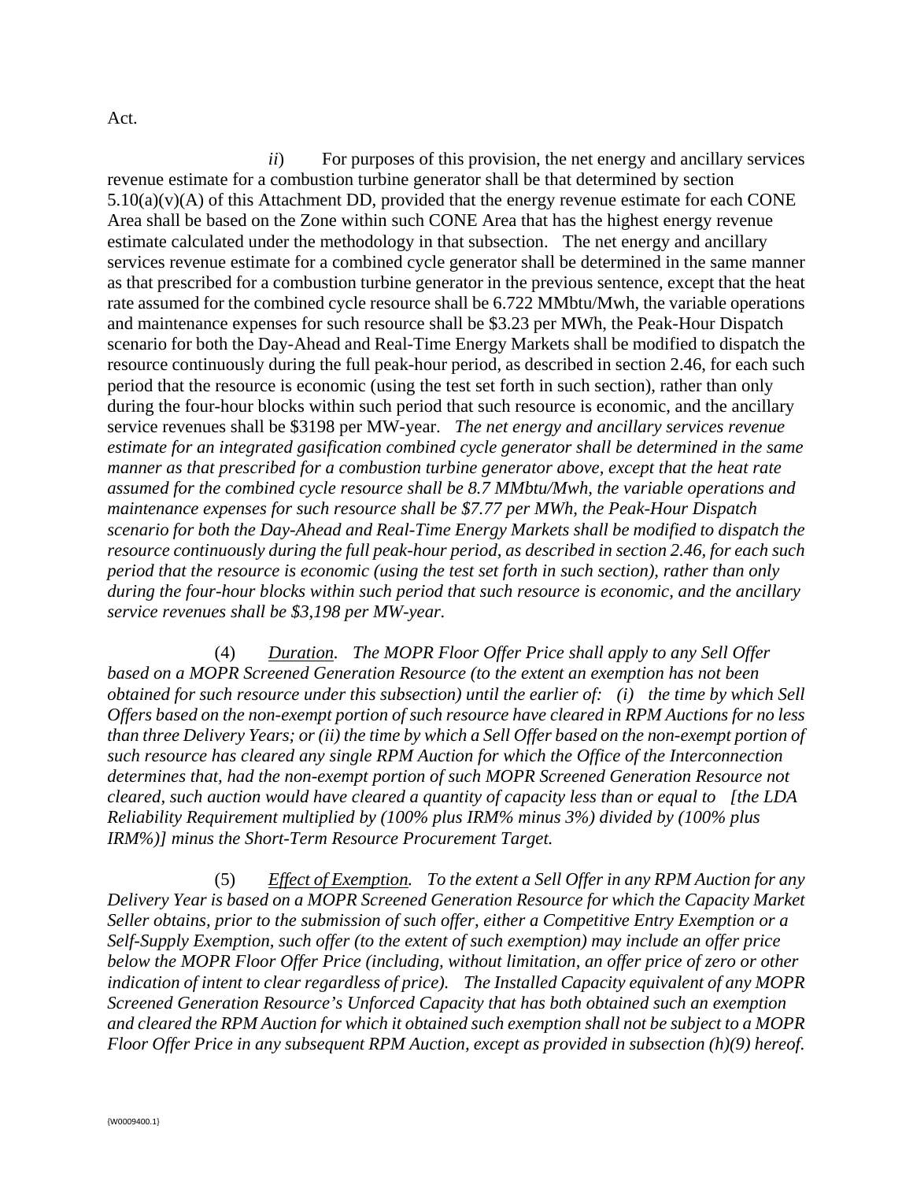Act.

*ii*) For purposes of this provision, the net energy and ancillary services revenue estimate for a combustion turbine generator shall be that determined by section 5.10(a)(v)(A) of this Attachment DD, provided that the energy revenue estimate for each CONE Area shall be based on the Zone within such CONE Area that has the highest energy revenue estimate calculated under the methodology in that subsection. The net energy and ancillary services revenue estimate for a combined cycle generator shall be determined in the same manner as that prescribed for a combustion turbine generator in the previous sentence, except that the heat rate assumed for the combined cycle resource shall be 6.722 MMbtu/Mwh, the variable operations and maintenance expenses for such resource shall be $3.23 per MWh, the Peak-Hour Dispatch scenario for both the Day-Ahead and Real-Time Energy Markets shall be modified to dispatch the resource continuously during the full peak-hour period, as described in section 2.46, for each such period that the resource is economic (using the test set forth in such section), rather than only during the four-hour blocks within such period that such resource is economic, and the ancillary service revenues shall be $3198 per MW-year. *The net energy and ancillary services revenue estimate for an integrated gasification combined cycle generator shall be determined in the same manner as that prescribed for a combustion turbine generator above, except that the heat rate assumed for the combined cycle resource shall be 8.7 MMbtu/Mwh, the variable operations and maintenance expenses for such resource shall be $7.77 per MWh, the Peak-Hour Dispatch scenario for both the Day-Ahead and Real-Time Energy Markets shall be modified to dispatch the resource continuously during the full peak-hour period, as described in section 2.46, for each such period that the resource is economic (using the test set forth in such section), rather than only during the four-hour blocks within such period that such resource is economic, and the ancillary service revenues shall be $3,198 per MW-year.*

(4) <u>*Duration*</u>. *The MOPR Floor Offer Price shall apply to any Sell Offer based on a MOPR Screened Generation Resource (to the extent an exemption has not been obtained for such resource under this subsection) until the earlier of: (i) the time by which Sell Offers based on the non-exempt portion of such resource have cleared in RPM Auctions for no less than three Delivery Years; or (ii) the time by which a Sell Offer based on the non-exempt portion of such resource has cleared any single RPM Auction for which the Office of the Interconnection determines that, had the non-exempt portion of such MOPR Screened Generation Resource not cleared, such auction would have cleared a quantity of capacity less than or equal to [the LDA Reliability Requirement multiplied by (100% plus IRM% minus 3%) divided by (100% plus IRM%)] minus the Short-Term Resource Procurement Target.*

(5) <u>*Effect of Exemption*</u>. *To the extent a Sell Offer in any RPM Auction for any Delivery Year is based on a MOPR Screened Generation Resource for which the Capacity Market Seller obtains, prior to the submission of such offer, either a Competitive Entry Exemption or a Self-Supply Exemption, such offer (to the extent of such exemption) may include an offer price below the MOPR Floor Offer Price (including, without limitation, an offer price of zero or other indication of intent to clear regardless of price). The Installed Capacity equivalent of any MOPR Screened Generation Resource's Unforced Capacity that has both obtained such an exemption and cleared the RPM Auction for which it obtained such exemption shall not be subject to a MOPR Floor Offer Price in any subsequent RPM Auction, except as provided in subsection (h)(9) hereof.*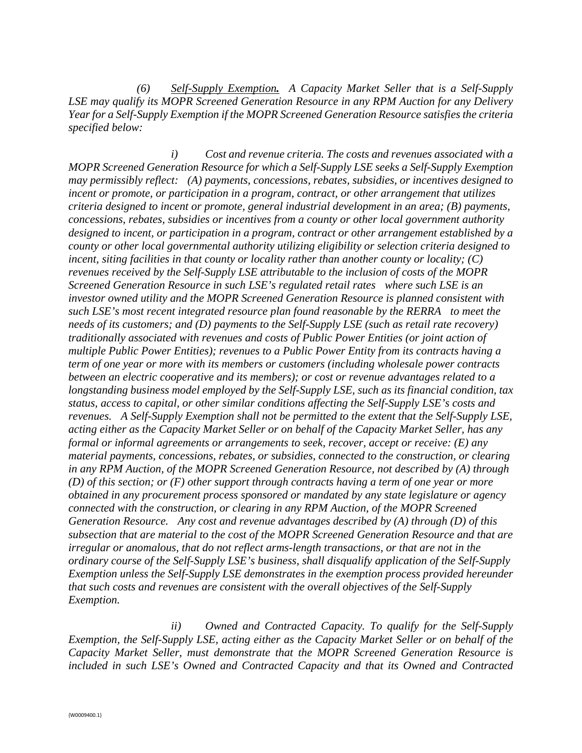*(6) <u>Self-Supply Exemption</u>. A Capacity Market Seller that is a Self-Supply LSE may qualify its MOPR Screened Generation Resource in any RPM Auction for any Delivery Year for a Self-Supply Exemption if the MOPR Screened Generation Resource satisfies the criteria specified below:*

*i) Cost and revenue criteria. The costs and revenues associated with a MOPR Screened Generation Resource for which a Self-Supply LSE seeks a Self-Supply Exemption may permissibly reflect: (A) payments, concessions, rebates, subsidies, or incentives designed to incent or promote, or participation in a program, contract, or other arrangement that utilizes criteria designed to incent or promote, general industrial development in an area; (B) payments, concessions, rebates, subsidies or incentives from a county or other local government authority designed to incent, or participation in a program, contract or other arrangement established by a county or other local governmental authority utilizing eligibility or selection criteria designed to incent, siting facilities in that county or locality rather than another county or locality; (C) revenues received by the Self-Supply LSE attributable to the inclusion of costs of the MOPR Screened Generation Resource in such LSE's regulated retail rates where such LSE is an investor owned utility and the MOPR Screened Generation Resource is planned consistent with such LSE's most recent integrated resource plan found reasonable by the RERRA to meet the needs of its customers; and (D) payments to the Self-Supply LSE (such as retail rate recovery) traditionally associated with revenues and costs of Public Power Entities (or joint action of multiple Public Power Entities); revenues to a Public Power Entity from its contracts having a term of one year or more with its members or customers (including wholesale power contracts between an electric cooperative and its members); or cost or revenue advantages related to a longstanding business model employed by the Self-Supply LSE, such as its financial condition, tax status, access to capital, or other similar conditions affecting the Self-Supply LSE's costs and revenues. A Self-Supply Exemption shall not be permitted to the extent that the Self-Supply LSE, acting either as the Capacity Market Seller or on behalf of the Capacity Market Seller, has any formal or informal agreements or arrangements to seek, recover, accept or receive: (E) any material payments, concessions, rebates, or subsidies, connected to the construction, or clearing in any RPM Auction, of the MOPR Screened Generation Resource, not described by (A) through (D) of this section; or (F) other support through contracts having a term of one year or more obtained in any procurement process sponsored or mandated by any state legislature or agency connected with the construction, or clearing in any RPM Auction, of the MOPR Screened Generation Resource. Any cost and revenue advantages described by (A) through (D) of this subsection that are material to the cost of the MOPR Screened Generation Resource and that are irregular or anomalous, that do not reflect arms-length transactions, or that are not in the ordinary course of the Self-Supply LSE's business, shall disqualify application of the Self-Supply Exemption unless the Self-Supply LSE demonstrates in the exemption process provided hereunder that such costs and revenues are consistent with the overall objectives of the Self-Supply Exemption.*

*ii) Owned and Contracted Capacity. To qualify for the Self-Supply Exemption, the Self-Supply LSE, acting either as the Capacity Market Seller or on behalf of the Capacity Market Seller, must demonstrate that the MOPR Screened Generation Resource is included in such LSE's Owned and Contracted Capacity and that its Owned and Contracted*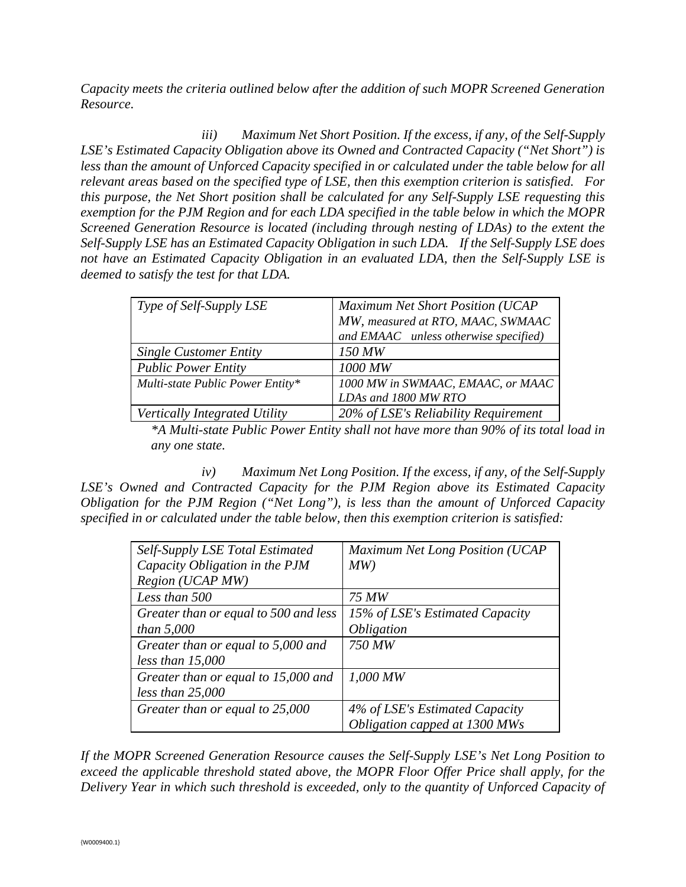*Capacity meets the criteria outlined below after the addition of such MOPR Screened Generation Resource.*

*iii) Maximum Net Short Position. If the excess, if any, of the Self-Supply LSE's Estimated Capacity Obligation above its Owned and Contracted Capacity ("Net Short") is less than the amount of Unforced Capacity specified in or calculated under the table below for all relevant areas based on the specified type of LSE, then this exemption criterion is satisfied. For this purpose, the Net Short position shall be calculated for any Self-Supply LSE requesting this exemption for the PJM Region and for each LDA specified in the table below in which the MOPR Screened Generation Resource is located (including through nesting of LDAs) to the extent the Self-Supply LSE has an Estimated Capacity Obligation in such LDA. If the Self-Supply LSE does not have an Estimated Capacity Obligation in an evaluated LDA, then the Self-Supply LSE is deemed to satisfy the test for that LDA.*

| *Type of Self-Supply LSE* | *Maximum Net Short Position (UCAP MW, measured at RTO, MAAC, SWMAAC and EMAAC unless otherwise specified)* |
|---|---|
| *Single Customer Entity* | *150 MW* |
| *Public Power Entity* | *1000 MW* |
| *Multi-state Public Power Entity** | *1000 MW in SWMAAC, EMAAC, or MAAC LDAs and 1800 MW RTO* |
| *Vertically Integrated Utility* | *20% of LSE's Reliability Requirement* |

**A Multi-state Public Power Entity shall not have more than 90% of its total load in any one state.*

*iv) Maximum Net Long Position. If the excess, if any, of the Self-Supply LSE's Owned and Contracted Capacity for the PJM Region above its Estimated Capacity Obligation for the PJM Region ("Net Long"), is less than the amount of Unforced Capacity specified in or calculated under the table below, then this exemption criterion is satisfied:*

| *Self-Supply LSE Total Estimated Capacity Obligation in the PJM Region (UCAP MW)* | *Maximum Net Long Position (UCAP MW)* |
|---|---|
| *Less than 500* | *75 MW* |
| *Greater than or equal to 500 and less than 5,000* | *15% of LSE's Estimated Capacity Obligation* |
| *Greater than or equal to 5,000 and less than 15,000* | *750 MW* |
| *Greater than or equal to 15,000 and less than 25,000* | *1,000 MW* |
| *Greater than or equal to 25,000* | *4% of LSE's Estimated Capacity Obligation capped at 1300 MWs* |

*If the MOPR Screened Generation Resource causes the Self-Supply LSE's Net Long Position to exceed the applicable threshold stated above, the MOPR Floor Offer Price shall apply, for the Delivery Year in which such threshold is exceeded, only to the quantity of Unforced Capacity of*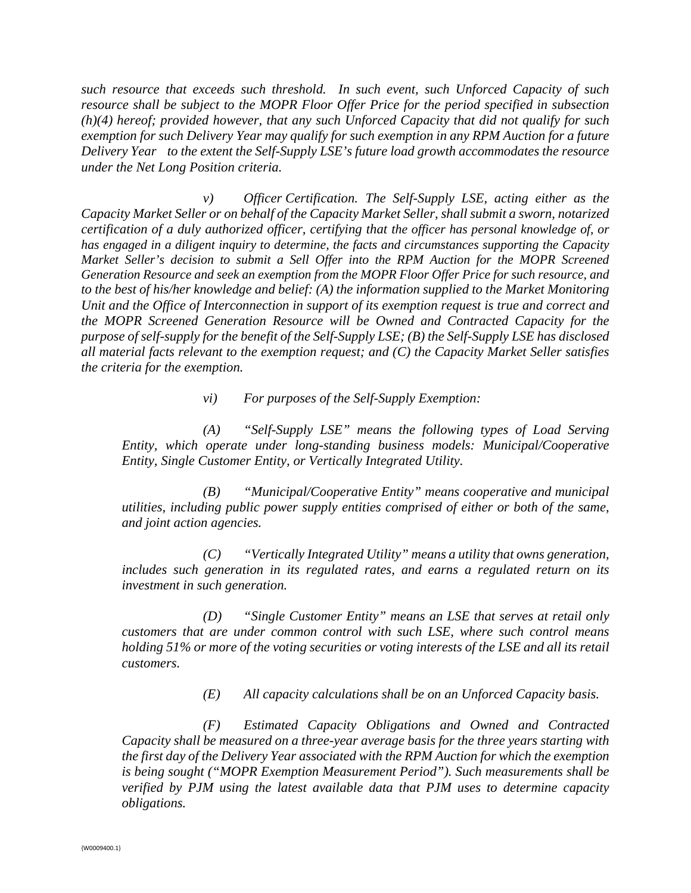*such resource that exceeds such threshold. In such event, such Unforced Capacity of such resource shall be subject to the MOPR Floor Offer Price for the period specified in subsection (h)(4) hereof; provided however, that any such Unforced Capacity that did not qualify for such exemption for such Delivery Year may qualify for such exemption in any RPM Auction for a future Delivery Year to the extent the Self-Supply LSE's future load growth accommodates the resource under the Net Long Position criteria.*

*v) Officer Certification. The Self-Supply LSE, acting either as the Capacity Market Seller or on behalf of the Capacity Market Seller, shall submit a sworn, notarized certification of a duly authorized officer, certifying that the officer has personal knowledge of, or has engaged in a diligent inquiry to determine, the facts and circumstances supporting the Capacity Market Seller's decision to submit a Sell Offer into the RPM Auction for the MOPR Screened Generation Resource and seek an exemption from the MOPR Floor Offer Price for such resource, and to the best of his/her knowledge and belief: (A) the information supplied to the Market Monitoring Unit and the Office of Interconnection in support of its exemption request is true and correct and the MOPR Screened Generation Resource will be Owned and Contracted Capacity for the purpose of self-supply for the benefit of the Self-Supply LSE; (B) the Self-Supply LSE has disclosed all material facts relevant to the exemption request; and (C) the Capacity Market Seller satisfies the criteria for the exemption.*

*vi) For purposes of the Self-Supply Exemption:*

*(A) "Self-Supply LSE" means the following types of Load Serving Entity, which operate under long-standing business models: Municipal/Cooperative Entity, Single Customer Entity, or Vertically Integrated Utility.*

*(B) "Municipal/Cooperative Entity" means cooperative and municipal utilities, including public power supply entities comprised of either or both of the same, and joint action agencies.*

*(C) "Vertically Integrated Utility" means a utility that owns generation, includes such generation in its regulated rates, and earns a regulated return on its investment in such generation.*

*(D) "Single Customer Entity" means an LSE that serves at retail only customers that are under common control with such LSE, where such control means holding 51% or more of the voting securities or voting interests of the LSE and all its retail customers.*

*(E) All capacity calculations shall be on an Unforced Capacity basis.*

*(F) Estimated Capacity Obligations and Owned and Contracted Capacity shall be measured on a three-year average basis for the three years starting with the first day of the Delivery Year associated with the RPM Auction for which the exemption is being sought ("MOPR Exemption Measurement Period"). Such measurements shall be verified by PJM using the latest available data that PJM uses to determine capacity obligations.*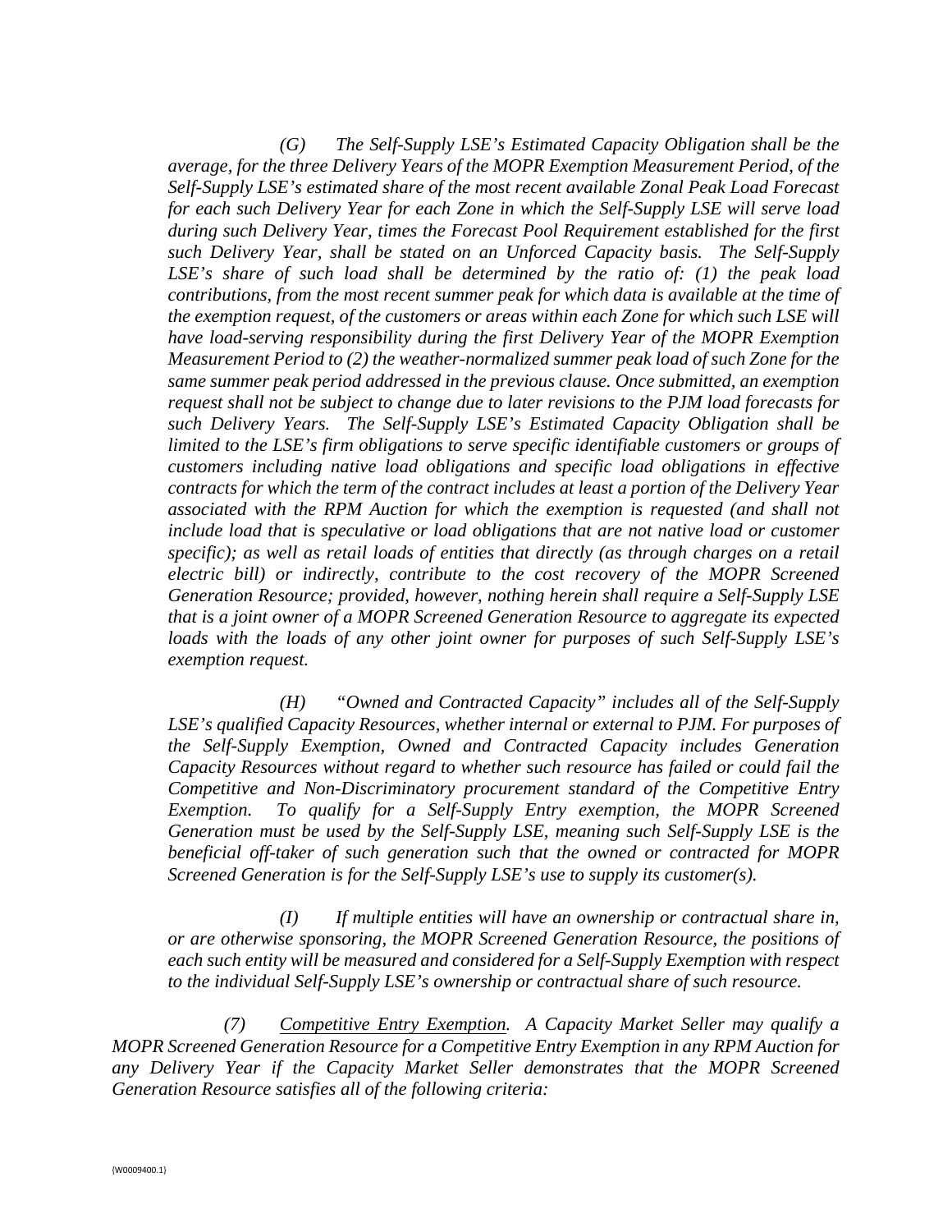*(G) The Self-Supply LSE's Estimated Capacity Obligation shall be the average, for the three Delivery Years of the MOPR Exemption Measurement Period, of the Self-Supply LSE's estimated share of the most recent available Zonal Peak Load Forecast for each such Delivery Year for each Zone in which the Self-Supply LSE will serve load during such Delivery Year, times the Forecast Pool Requirement established for the first such Delivery Year, shall be stated on an Unforced Capacity basis. The Self-Supply LSE's share of such load shall be determined by the ratio of: (1) the peak load contributions, from the most recent summer peak for which data is available at the time of the exemption request, of the customers or areas within each Zone for which such LSE will have load-serving responsibility during the first Delivery Year of the MOPR Exemption Measurement Period to (2) the weather-normalized summer peak load of such Zone for the same summer peak period addressed in the previous clause. Once submitted, an exemption request shall not be subject to change due to later revisions to the PJM load forecasts for such Delivery Years. The Self-Supply LSE's Estimated Capacity Obligation shall be limited to the LSE's firm obligations to serve specific identifiable customers or groups of customers including native load obligations and specific load obligations in effective contracts for which the term of the contract includes at least a portion of the Delivery Year associated with the RPM Auction for which the exemption is requested (and shall not include load that is speculative or load obligations that are not native load or customer specific); as well as retail loads of entities that directly (as through charges on a retail electric bill) or indirectly, contribute to the cost recovery of the MOPR Screened Generation Resource; provided, however, nothing herein shall require a Self-Supply LSE that is a joint owner of a MOPR Screened Generation Resource to aggregate its expected loads with the loads of any other joint owner for purposes of such Self-Supply LSE's exemption request.*

*(H) "Owned and Contracted Capacity" includes all of the Self-Supply LSE's qualified Capacity Resources, whether internal or external to PJM. For purposes of the Self-Supply Exemption, Owned and Contracted Capacity includes Generation Capacity Resources without regard to whether such resource has failed or could fail the Competitive and Non-Discriminatory procurement standard of the Competitive Entry Exemption. To qualify for a Self-Supply Entry exemption, the MOPR Screened Generation must be used by the Self-Supply LSE, meaning such Self-Supply LSE is the beneficial off-taker of such generation such that the owned or contracted for MOPR Screened Generation is for the Self-Supply LSE's use to supply its customer(s).*

*(I) If multiple entities will have an ownership or contractual share in, or are otherwise sponsoring, the MOPR Screened Generation Resource, the positions of each such entity will be measured and considered for a Self-Supply Exemption with respect to the individual Self-Supply LSE's ownership or contractual share of such resource.*

*(7) <u>Competitive Entry Exemption</u>. A Capacity Market Seller may qualify a MOPR Screened Generation Resource for a Competitive Entry Exemption in any RPM Auction for any Delivery Year if the Capacity Market Seller demonstrates that the MOPR Screened Generation Resource satisfies all of the following criteria:*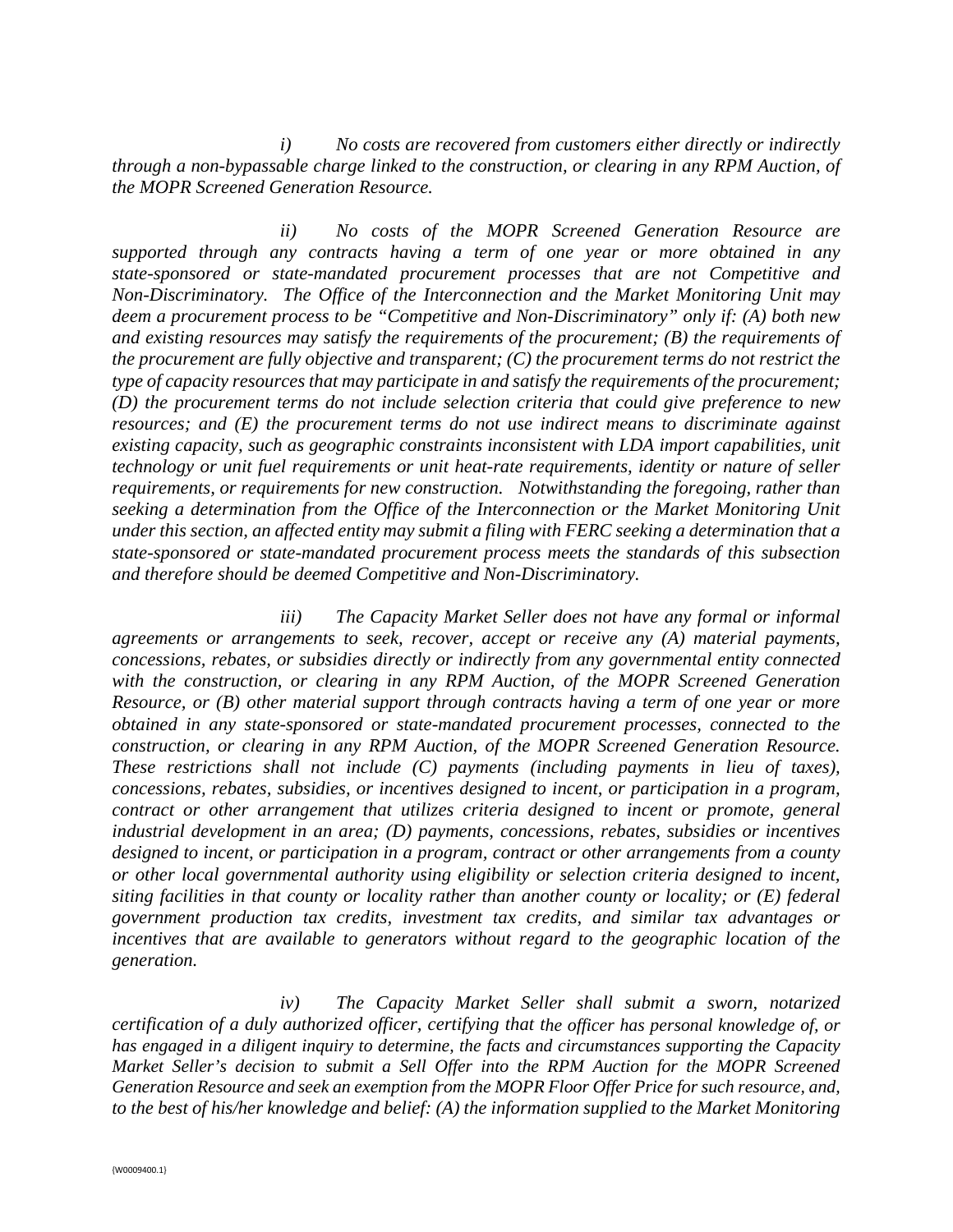*i) No costs are recovered from customers either directly or indirectly through a non-bypassable charge linked to the construction, or clearing in any RPM Auction, of the MOPR Screened Generation Resource.*

*ii) No costs of the MOPR Screened Generation Resource are supported through any contracts having a term of one year or more obtained in any state-sponsored or state-mandated procurement processes that are not Competitive and Non-Discriminatory. The Office of the Interconnection and the Market Monitoring Unit may deem a procurement process to be "Competitive and Non-Discriminatory" only if: (A) both new and existing resources may satisfy the requirements of the procurement; (B) the requirements of the procurement are fully objective and transparent; (C) the procurement terms do not restrict the type of capacity resources that may participate in and satisfy the requirements of the procurement; (D) the procurement terms do not include selection criteria that could give preference to new resources; and (E) the procurement terms do not use indirect means to discriminate against existing capacity, such as geographic constraints inconsistent with LDA import capabilities, unit technology or unit fuel requirements or unit heat-rate requirements, identity or nature of seller requirements, or requirements for new construction. Notwithstanding the foregoing, rather than seeking a determination from the Office of the Interconnection or the Market Monitoring Unit under this section, an affected entity may submit a filing with FERC seeking a determination that a state-sponsored or state-mandated procurement process meets the standards of this subsection and therefore should be deemed Competitive and Non-Discriminatory.*

*iii) The Capacity Market Seller does not have any formal or informal agreements or arrangements to seek, recover, accept or receive any (A) material payments, concessions, rebates, or subsidies directly or indirectly from any governmental entity connected with the construction, or clearing in any RPM Auction, of the MOPR Screened Generation Resource, or (B) other material support through contracts having a term of one year or more obtained in any state-sponsored or state-mandated procurement processes, connected to the construction, or clearing in any RPM Auction, of the MOPR Screened Generation Resource. These restrictions shall not include (C) payments (including payments in lieu of taxes), concessions, rebates, subsidies, or incentives designed to incent, or participation in a program, contract or other arrangement that utilizes criteria designed to incent or promote, general industrial development in an area; (D) payments, concessions, rebates, subsidies or incentives designed to incent, or participation in a program, contract or other arrangements from a county or other local governmental authority using eligibility or selection criteria designed to incent, siting facilities in that county or locality rather than another county or locality; or (E) federal government production tax credits, investment tax credits, and similar tax advantages or incentives that are available to generators without regard to the geographic location of the generation.*

*iv) The Capacity Market Seller shall submit a sworn, notarized certification of a duly authorized officer, certifying that the officer has personal knowledge of, or has engaged in a diligent inquiry to determine, the facts and circumstances supporting the Capacity Market Seller's decision to submit a Sell Offer into the RPM Auction for the MOPR Screened Generation Resource and seek an exemption from the MOPR Floor Offer Price for such resource, and, to the best of his/her knowledge and belief: (A) the information supplied to the Market Monitoring*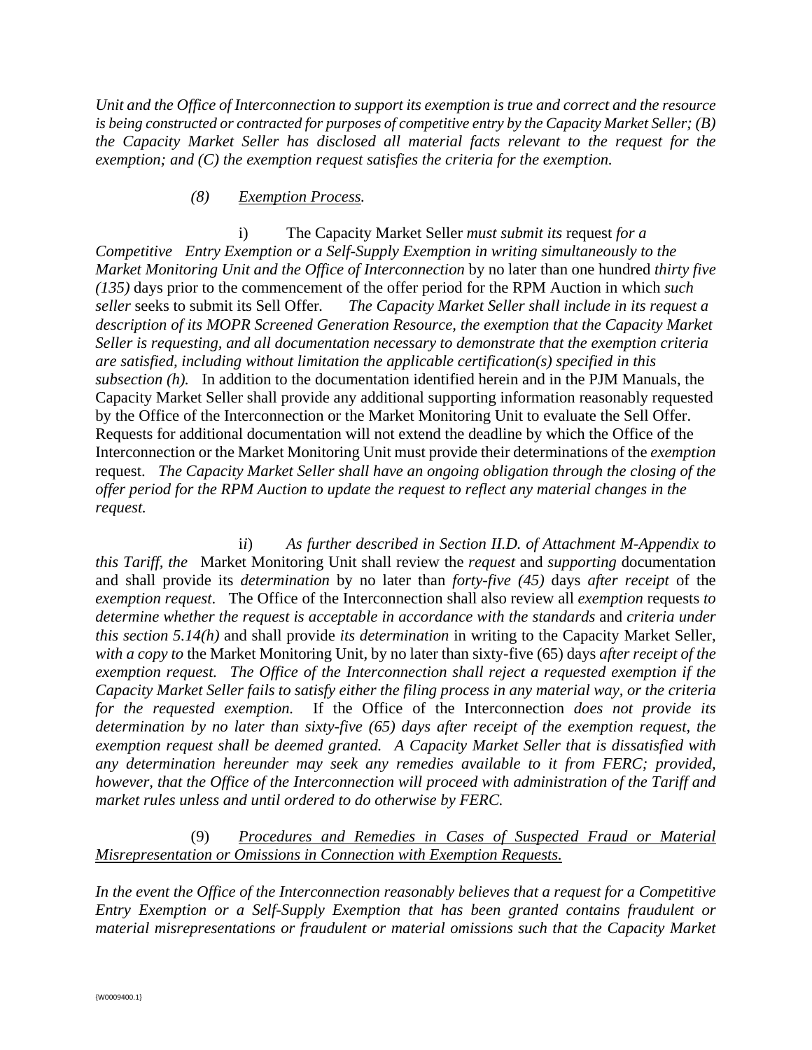*Unit and the Office of Interconnection to support its exemption is true and correct and the resource is being constructed or contracted for purposes of competitive entry by the Capacity Market Seller; (B) the Capacity Market Seller has disclosed all material facts relevant to the request for the exemption; and (C) the exemption request satisfies the criteria for the exemption.*

*(8)* *Exemption Process.*

i) The Capacity Market Seller *must submit its* request *for a Competitive Entry Exemption or a Self-Supply Exemption in writing simultaneously to the Market Monitoring Unit and the Office of Interconnection* by no later than one hundred *thirty five (135)* days prior to the commencement of the offer period for the RPM Auction in which *such seller* seeks to submit its Sell Offer. *The Capacity Market Seller shall include in its request a description of its MOPR Screened Generation Resource, the exemption that the Capacity Market Seller is requesting, and all documentation necessary to demonstrate that the exemption criteria are satisfied, including without limitation the applicable certification(s) specified in this subsection (h).* In addition to the documentation identified herein and in the PJM Manuals, the Capacity Market Seller shall provide any additional supporting information reasonably requested by the Office of the Interconnection or the Market Monitoring Unit to evaluate the Sell Offer. Requests for additional documentation will not extend the deadline by which the Office of the Interconnection or the Market Monitoring Unit must provide their determinations of the *exemption* request. *The Capacity Market Seller shall have an ongoing obligation through the closing of the offer period for the RPM Auction to update the request to reflect any material changes in the request.*

ii) *As further described in Section II.D. of Attachment M-Appendix to this Tariff, the* Market Monitoring Unit shall review the *request* and *supporting* documentation and shall provide its *determination* by no later than *forty-five (45)* days *after receipt* of the *exemption request*. The Office of the Interconnection shall also review all *exemption* requests *to determine whether the request is acceptable in accordance with the standards* and *criteria under this section 5.14(h)* and shall provide *its determination* in writing to the Capacity Market Seller, *with a copy to* the Market Monitoring Unit, by no later than sixty-five (65) days *after receipt of the exemption request. The Office of the Interconnection shall reject a requested exemption if the Capacity Market Seller fails to satisfy either the filing process in any material way, or the criteria for the requested exemption.* If the Office of the Interconnection *does not provide its determination by no later than sixty-five (65) days after receipt of the exemption request, the exemption request shall be deemed granted. A Capacity Market Seller that is dissatisfied with any determination hereunder may seek any remedies available to it from FERC; provided, however, that the Office of the Interconnection will proceed with administration of the Tariff and market rules unless and until ordered to do otherwise by FERC.*

(9) *Procedures and Remedies in Cases of Suspected Fraud or Material Misrepresentation or Omissions in Connection with Exemption Requests.*

*In the event the Office of the Interconnection reasonably believes that a request for a Competitive Entry Exemption or a Self-Supply Exemption that has been granted contains fraudulent or material misrepresentations or fraudulent or material omissions such that the Capacity Market*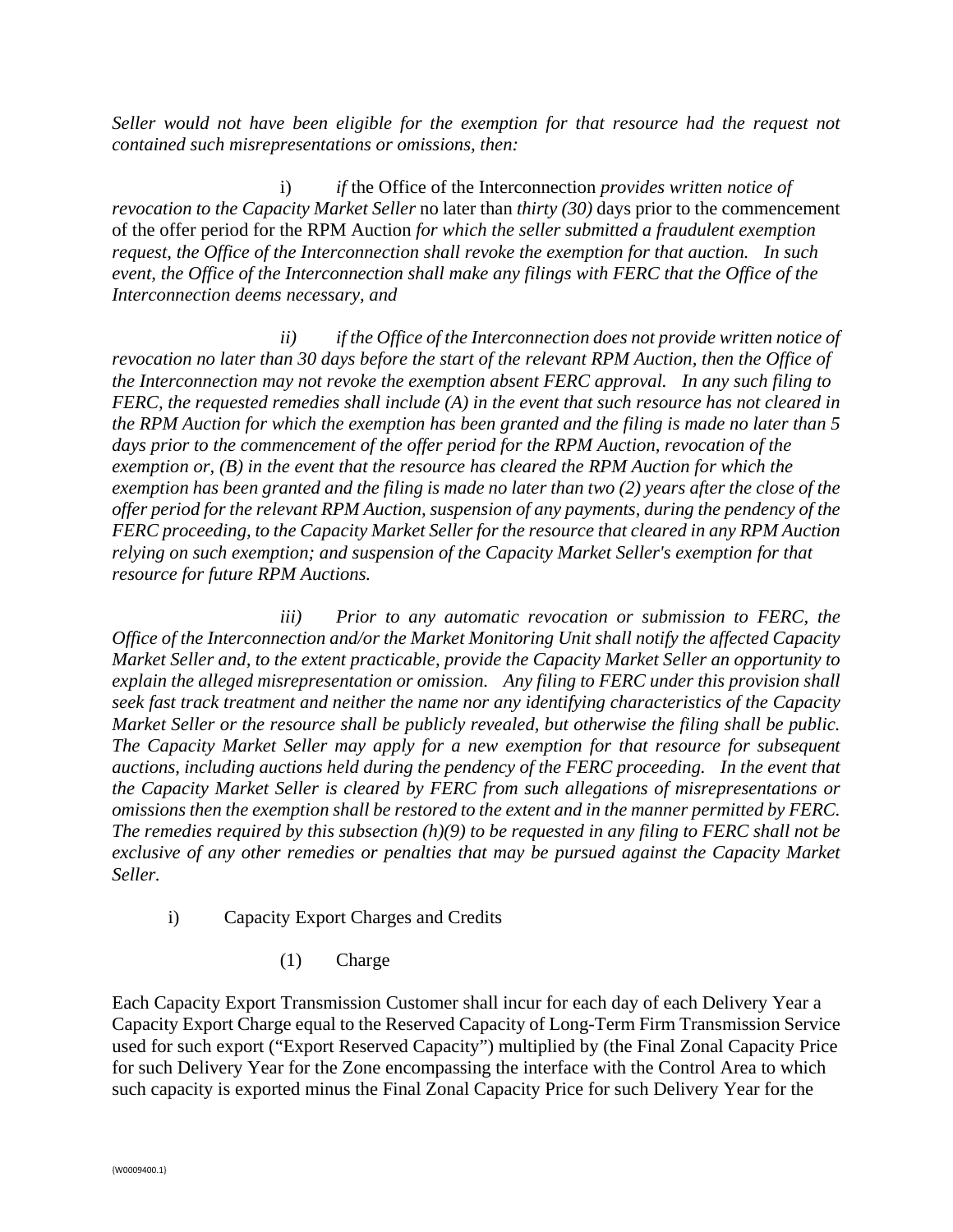*Seller would not have been eligible for the exemption for that resource had the request not contained such misrepresentations or omissions, then:*

i) *if* the Office of the Interconnection *provides written notice of revocation to the Capacity Market Seller* no later than *thirty (30)* days prior to the commencement of the offer period for the RPM Auction *for which the seller submitted a fraudulent exemption request, the Office of the Interconnection shall revoke the exemption for that auction. In such event, the Office of the Interconnection shall make any filings with FERC that the Office of the Interconnection deems necessary, and*

*ii) if the Office of the Interconnection does not provide written notice of revocation no later than 30 days before the start of the relevant RPM Auction, then the Office of the Interconnection may not revoke the exemption absent FERC approval. In any such filing to FERC, the requested remedies shall include (A) in the event that such resource has not cleared in the RPM Auction for which the exemption has been granted and the filing is made no later than 5 days prior to the commencement of the offer period for the RPM Auction, revocation of the exemption or, (B) in the event that the resource has cleared the RPM Auction for which the exemption has been granted and the filing is made no later than two (2) years after the close of the offer period for the relevant RPM Auction, suspension of any payments, during the pendency of the FERC proceeding, to the Capacity Market Seller for the resource that cleared in any RPM Auction relying on such exemption; and suspension of the Capacity Market Seller's exemption for that resource for future RPM Auctions.*

*iii) Prior to any automatic revocation or submission to FERC, the Office of the Interconnection and/or the Market Monitoring Unit shall notify the affected Capacity Market Seller and, to the extent practicable, provide the Capacity Market Seller an opportunity to explain the alleged misrepresentation or omission. Any filing to FERC under this provision shall seek fast track treatment and neither the name nor any identifying characteristics of the Capacity Market Seller or the resource shall be publicly revealed, but otherwise the filing shall be public. The Capacity Market Seller may apply for a new exemption for that resource for subsequent auctions, including auctions held during the pendency of the FERC proceeding. In the event that the Capacity Market Seller is cleared by FERC from such allegations of misrepresentations or omissions then the exemption shall be restored to the extent and in the manner permitted by FERC. The remedies required by this subsection (h)(9) to be requested in any filing to FERC shall not be exclusive of any other remedies or penalties that may be pursued against the Capacity Market Seller.*

i) Capacity Export Charges and Credits

(1) Charge

Each Capacity Export Transmission Customer shall incur for each day of each Delivery Year a Capacity Export Charge equal to the Reserved Capacity of Long-Term Firm Transmission Service used for such export ("Export Reserved Capacity") multiplied by (the Final Zonal Capacity Price for such Delivery Year for the Zone encompassing the interface with the Control Area to which such capacity is exported minus the Final Zonal Capacity Price for such Delivery Year for the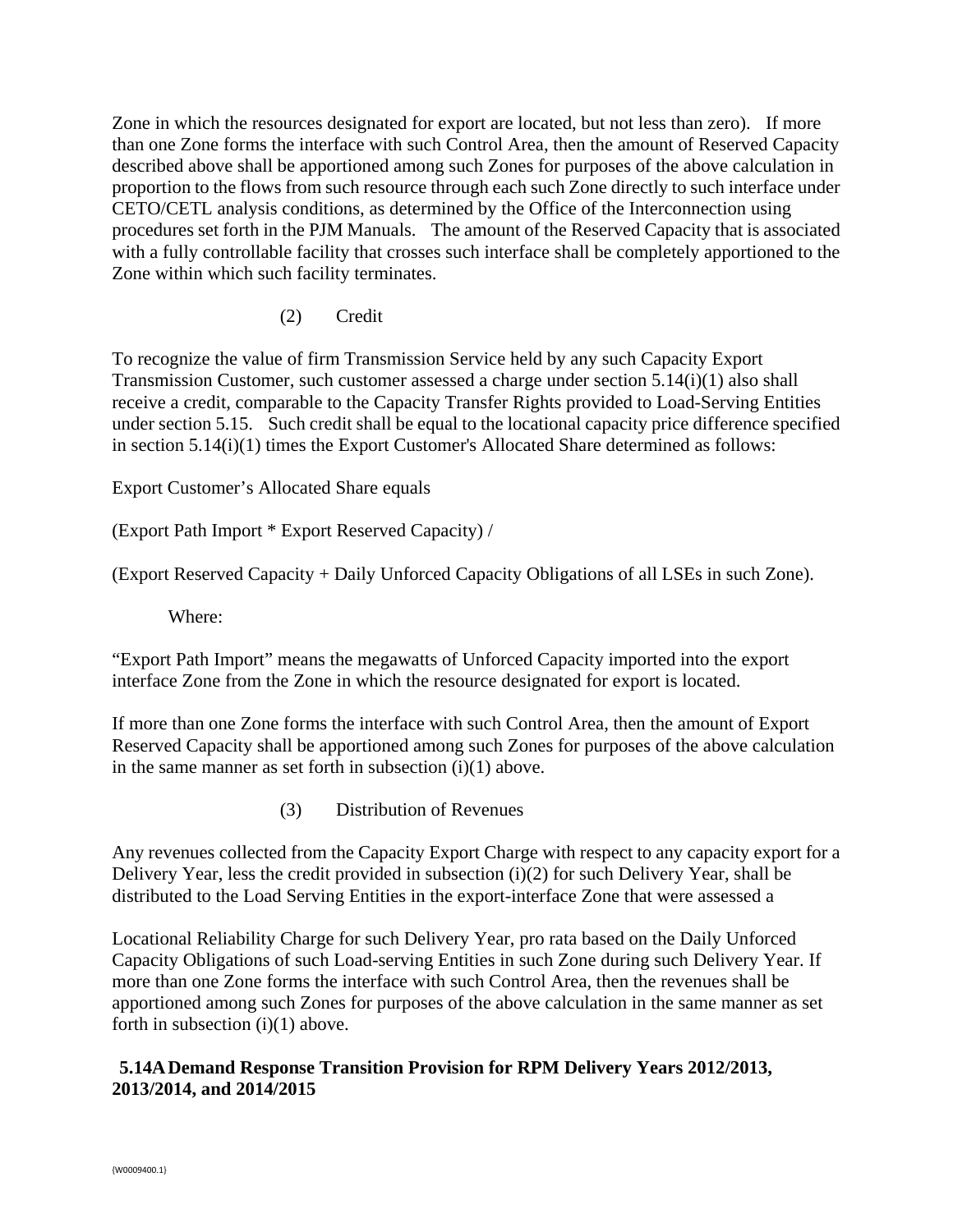Zone in which the resources designated for export are located, but not less than zero). If more than one Zone forms the interface with such Control Area, then the amount of Reserved Capacity described above shall be apportioned among such Zones for purposes of the above calculation in proportion to the flows from such resource through each such Zone directly to such interface under CETO/CETL analysis conditions, as determined by the Office of the Interconnection using procedures set forth in the PJM Manuals. The amount of the Reserved Capacity that is associated with a fully controllable facility that crosses such interface shall be completely apportioned to the Zone within which such facility terminates.

(2) Credit

To recognize the value of firm Transmission Service held by any such Capacity Export Transmission Customer, such customer assessed a charge under section 5.14(i)(1) also shall receive a credit, comparable to the Capacity Transfer Rights provided to Load-Serving Entities under section 5.15. Such credit shall be equal to the locational capacity price difference specified in section 5.14(i)(1) times the Export Customer's Allocated Share determined as follows:

Export Customer's Allocated Share equals

(Export Path Import * Export Reserved Capacity) /

(Export Reserved Capacity + Daily Unforced Capacity Obligations of all LSEs in such Zone).

Where:

"Export Path Import" means the megawatts of Unforced Capacity imported into the export interface Zone from the Zone in which the resource designated for export is located.

If more than one Zone forms the interface with such Control Area, then the amount of Export Reserved Capacity shall be apportioned among such Zones for purposes of the above calculation in the same manner as set forth in subsection (i)(1) above.

(3) Distribution of Revenues

Any revenues collected from the Capacity Export Charge with respect to any capacity export for a Delivery Year, less the credit provided in subsection (i)(2) for such Delivery Year, shall be distributed to the Load Serving Entities in the export-interface Zone that were assessed a Locational Reliability Charge for such Delivery Year, pro rata based on the Daily Unforced Capacity Obligations of such Load-serving Entities in such Zone during such Delivery Year. If more than one Zone forms the interface with such Control Area, then the revenues shall be apportioned among such Zones for purposes of the above calculation in the same manner as set forth in subsection (i)(1) above.

## 5.14A Demand Response Transition Provision for RPM Delivery Years 2012/2013, 2013/2014, and 2014/2015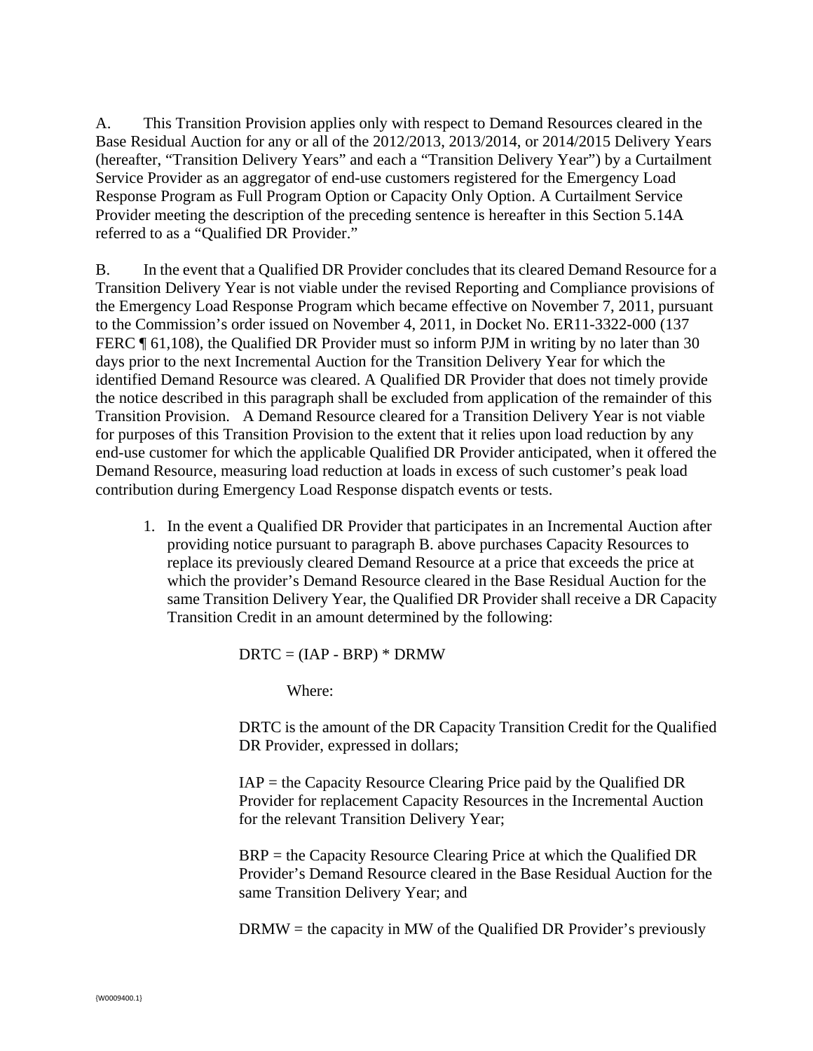A. This Transition Provision applies only with respect to Demand Resources cleared in the Base Residual Auction for any or all of the 2012/2013, 2013/2014, or 2014/2015 Delivery Years (hereafter, "Transition Delivery Years" and each a "Transition Delivery Year") by a Curtailment Service Provider as an aggregator of end-use customers registered for the Emergency Load Response Program as Full Program Option or Capacity Only Option. A Curtailment Service Provider meeting the description of the preceding sentence is hereafter in this Section 5.14A referred to as a "Qualified DR Provider."

B. In the event that a Qualified DR Provider concludes that its cleared Demand Resource for a Transition Delivery Year is not viable under the revised Reporting and Compliance provisions of the Emergency Load Response Program which became effective on November 7, 2011, pursuant to the Commission's order issued on November 4, 2011, in Docket No. ER11-3322-000 (137 FERC ¶ 61,108), the Qualified DR Provider must so inform PJM in writing by no later than 30 days prior to the next Incremental Auction for the Transition Delivery Year for which the identified Demand Resource was cleared. A Qualified DR Provider that does not timely provide the notice described in this paragraph shall be excluded from application of the remainder of this Transition Provision. A Demand Resource cleared for a Transition Delivery Year is not viable for purposes of this Transition Provision to the extent that it relies upon load reduction by any end-use customer for which the applicable Qualified DR Provider anticipated, when it offered the Demand Resource, measuring load reduction at loads in excess of such customer's peak load contribution during Emergency Load Response dispatch events or tests.

1. In the event a Qualified DR Provider that participates in an Incremental Auction after providing notice pursuant to paragraph B. above purchases Capacity Resources to replace its previously cleared Demand Resource at a price that exceeds the price at which the provider's Demand Resource cleared in the Base Residual Auction for the same Transition Delivery Year, the Qualified DR Provider shall receive a DR Capacity Transition Credit in an amount determined by the following:

   DRTC = (IAP - BRP) * DRMW

   Where:

   DRTC is the amount of the DR Capacity Transition Credit for the Qualified DR Provider, expressed in dollars;

   IAP = the Capacity Resource Clearing Price paid by the Qualified DR Provider for replacement Capacity Resources in the Incremental Auction for the relevant Transition Delivery Year;

   BRP = the Capacity Resource Clearing Price at which the Qualified DR Provider's Demand Resource cleared in the Base Residual Auction for the same Transition Delivery Year; and

   DRMW = the capacity in MW of the Qualified DR Provider's previously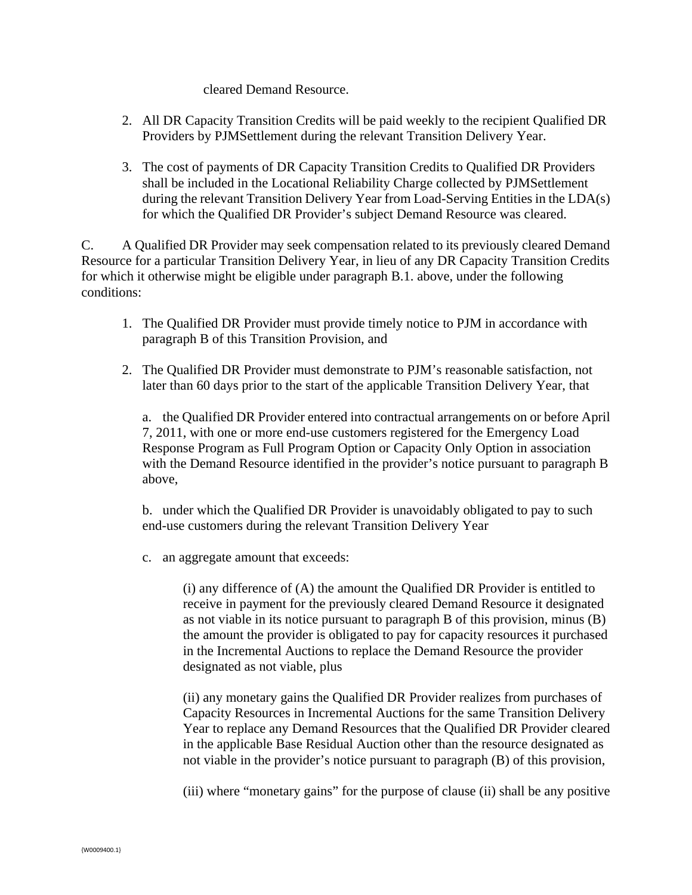cleared Demand Resource.

2. All DR Capacity Transition Credits will be paid weekly to the recipient Qualified DR Providers by PJMSettlement during the relevant Transition Delivery Year.

3. The cost of payments of DR Capacity Transition Credits to Qualified DR Providers shall be included in the Locational Reliability Charge collected by PJMSettlement during the relevant Transition Delivery Year from Load-Serving Entities in the LDA(s) for which the Qualified DR Provider's subject Demand Resource was cleared.

C. A Qualified DR Provider may seek compensation related to its previously cleared Demand Resource for a particular Transition Delivery Year, in lieu of any DR Capacity Transition Credits for which it otherwise might be eligible under paragraph B.1. above, under the following conditions:

1. The Qualified DR Provider must provide timely notice to PJM in accordance with paragraph B of this Transition Provision, and

2. The Qualified DR Provider must demonstrate to PJM's reasonable satisfaction, not later than 60 days prior to the start of the applicable Transition Delivery Year, that

   a. the Qualified DR Provider entered into contractual arrangements on or before April 7, 2011, with one or more end-use customers registered for the Emergency Load Response Program as Full Program Option or Capacity Only Option in association with the Demand Resource identified in the provider's notice pursuant to paragraph B above,

   b. under which the Qualified DR Provider is unavoidably obligated to pay to such end-use customers during the relevant Transition Delivery Year

   c. an aggregate amount that exceeds:

      (i) any difference of (A) the amount the Qualified DR Provider is entitled to receive in payment for the previously cleared Demand Resource it designated as not viable in its notice pursuant to paragraph B of this provision, minus (B) the amount the provider is obligated to pay for capacity resources it purchased in the Incremental Auctions to replace the Demand Resource the provider designated as not viable, plus

      (ii) any monetary gains the Qualified DR Provider realizes from purchases of Capacity Resources in Incremental Auctions for the same Transition Delivery Year to replace any Demand Resources that the Qualified DR Provider cleared in the applicable Base Residual Auction other than the resource designated as not viable in the provider's notice pursuant to paragraph (B) of this provision,

      (iii) where "monetary gains" for the purpose of clause (ii) shall be any positive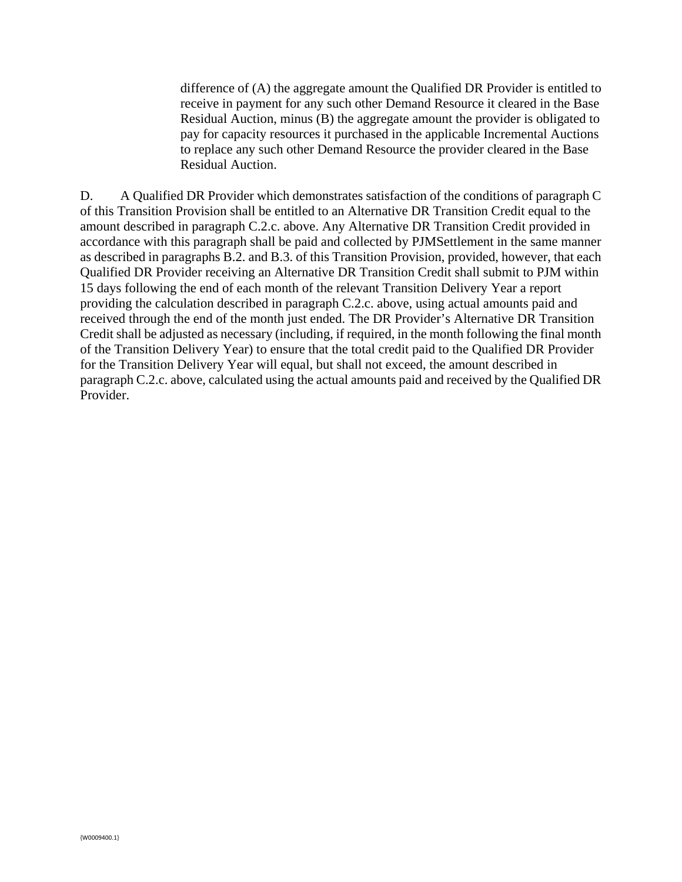difference of (A) the aggregate amount the Qualified DR Provider is entitled to receive in payment for any such other Demand Resource it cleared in the Base Residual Auction, minus (B) the aggregate amount the provider is obligated to pay for capacity resources it purchased in the applicable Incremental Auctions to replace any such other Demand Resource the provider cleared in the Base Residual Auction.

D. A Qualified DR Provider which demonstrates satisfaction of the conditions of paragraph C of this Transition Provision shall be entitled to an Alternative DR Transition Credit equal to the amount described in paragraph C.2.c. above. Any Alternative DR Transition Credit provided in accordance with this paragraph shall be paid and collected by PJMSettlement in the same manner as described in paragraphs B.2. and B.3. of this Transition Provision, provided, however, that each Qualified DR Provider receiving an Alternative DR Transition Credit shall submit to PJM within 15 days following the end of each month of the relevant Transition Delivery Year a report providing the calculation described in paragraph C.2.c. above, using actual amounts paid and received through the end of the month just ended. The DR Provider's Alternative DR Transition Credit shall be adjusted as necessary (including, if required, in the month following the final month of the Transition Delivery Year) to ensure that the total credit paid to the Qualified DR Provider for the Transition Delivery Year will equal, but shall not exceed, the amount described in paragraph C.2.c. above, calculated using the actual amounts paid and received by the Qualified DR Provider.